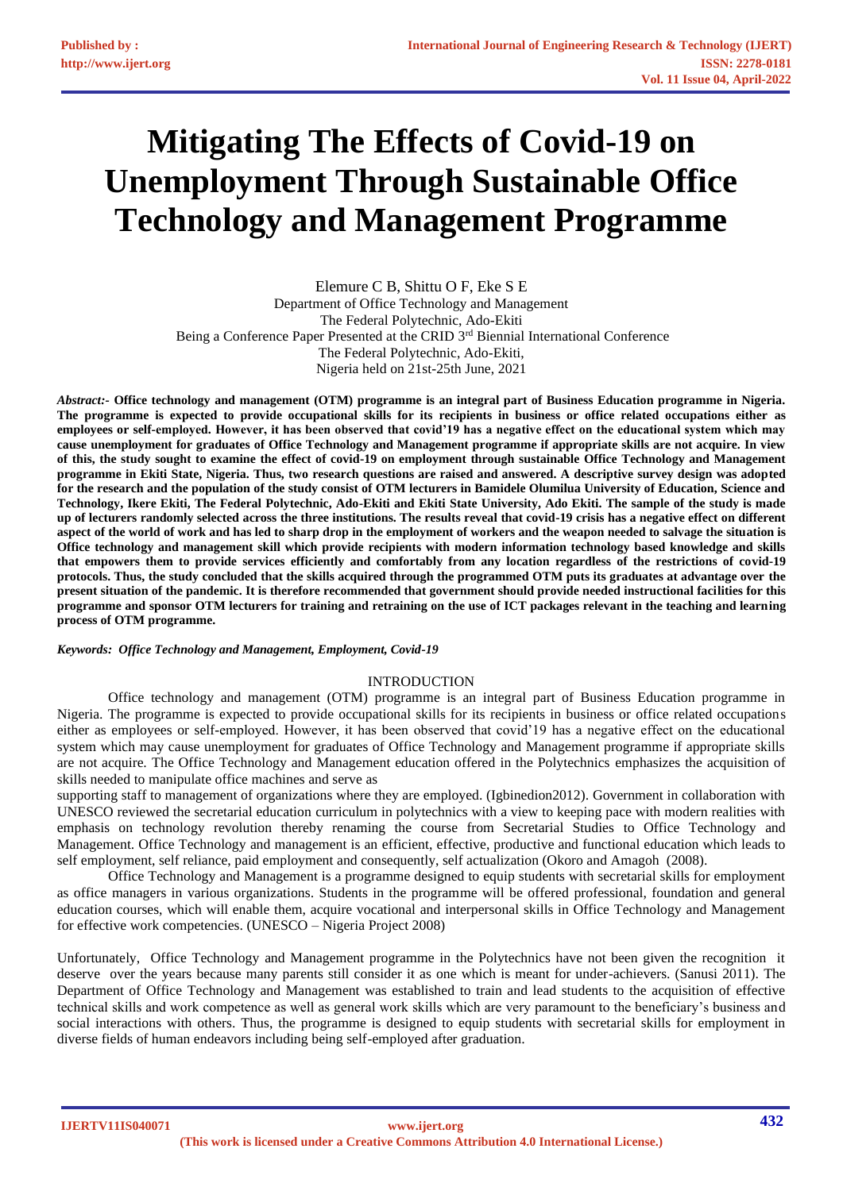# Mitigating The Effects of Covid-19 on Unemployment Through Sustainable Office Technology and Management Programme

Elemure C B, Shittu O F, Eke S E
Department of Office Technology and Management
The Federal Polytechnic, Ado-Ekiti
Being a Conference Paper Presented at the CRID 3rd Biennial International Conference
The Federal Polytechnic, Ado-Ekiti,
Nigeria held on 21st-25th June, 2021

***Abstract:-*** **Office technology and management (OTM) programme is an integral part of Business Education programme in Nigeria. The programme is expected to provide occupational skills for its recipients in business or office related occupations either as employees or self-employed. However, it has been observed that covid'19 has a negative effect on the educational system which may cause unemployment for graduates of Office Technology and Management programme if appropriate skills are not acquire. In view of this, the study sought to examine the effect of covid-19 on employment through sustainable Office Technology and Management programme in Ekiti State, Nigeria. Thus, two research questions are raised and answered. A descriptive survey design was adopted for the research and the population of the study consist of OTM lecturers in Bamidele Olumilua University of Education, Science and Technology, Ikere Ekiti, The Federal Polytechnic, Ado-Ekiti and Ekiti State University, Ado Ekiti. The sample of the study is made up of lecturers randomly selected across the three institutions. The results reveal that covid-19 crisis has a negative effect on different aspect of the world of work and has led to sharp drop in the employment of workers and the weapon needed to salvage the situation is Office technology and management skill which provide recipients with modern information technology based knowledge and skills that empowers them to provide services efficiently and comfortably from any location regardless of the restrictions of covid-19 protocols. Thus, the study concluded that the skills acquired through the programmed OTM puts its graduates at advantage over the present situation of the pandemic. It is therefore recommended that government should provide needed instructional facilities for this programme and sponsor OTM lecturers for training and retraining on the use of ICT packages relevant in the teaching and learning process of OTM programme.**

***Keywords: Office Technology and Management, Employment, Covid-19***

## INTRODUCTION

Office technology and management (OTM) programme is an integral part of Business Education programme in Nigeria. The programme is expected to provide occupational skills for its recipients in business or office related occupations either as employees or self-employed. However, it has been observed that covid'19 has a negative effect on the educational system which may cause unemployment for graduates of Office Technology and Management programme if appropriate skills are not acquire. The Office Technology and Management education offered in the Polytechnics emphasizes the acquisition of skills needed to manipulate office machines and serve as supporting staff to management of organizations where they are employed. (Igbinedion2012). Government in collaboration with UNESCO reviewed the secretarial education curriculum in polytechnics with a view to keeping pace with modern realities with emphasis on technology revolution thereby renaming the course from Secretarial Studies to Office Technology and Management. Office Technology and management is an efficient, effective, productive and functional education which leads to self employment, self reliance, paid employment and consequently, self actualization (Okoro and Amagoh (2008).

Office Technology and Management is a programme designed to equip students with secretarial skills for employment as office managers in various organizations. Students in the programme will be offered professional, foundation and general education courses, which will enable them, acquire vocational and interpersonal skills in Office Technology and Management for effective work competencies. (UNESCO – Nigeria Project 2008)

Unfortunately, Office Technology and Management programme in the Polytechnics have not been given the recognition it deserve over the years because many parents still consider it as one which is meant for under-achievers. (Sanusi 2011). The Department of Office Technology and Management was established to train and lead students to the acquisition of effective technical skills and work competence as well as general work skills which are very paramount to the beneficiary's business and social interactions with others. Thus, the programme is designed to equip students with secretarial skills for employment in diverse fields of human endeavors including being self-employed after graduation.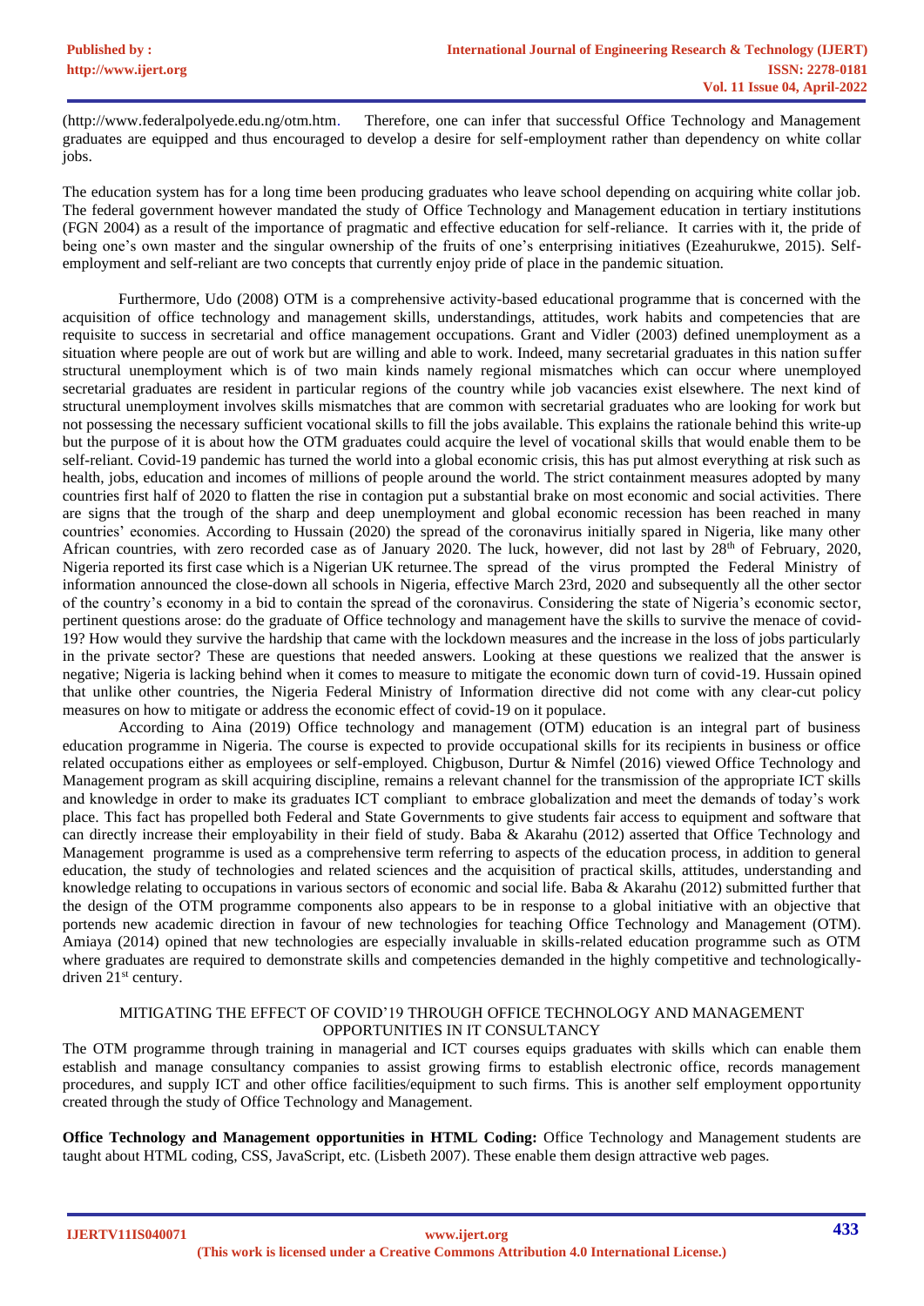(http://www.federalpolyede.edu.ng/otm.htm. Therefore, one can infer that successful Office Technology and Management graduates are equipped and thus encouraged to develop a desire for self-employment rather than dependency on white collar jobs.

The education system has for a long time been producing graduates who leave school depending on acquiring white collar job. The federal government however mandated the study of Office Technology and Management education in tertiary institutions (FGN 2004) as a result of the importance of pragmatic and effective education for self-reliance. It carries with it, the pride of being one's own master and the singular ownership of the fruits of one's enterprising initiatives (Ezeahurukwe, 2015). Self-employment and self-reliant are two concepts that currently enjoy pride of place in the pandemic situation.

Furthermore, Udo (2008) OTM is a comprehensive activity-based educational programme that is concerned with the acquisition of office technology and management skills, understandings, attitudes, work habits and competencies that are requisite to success in secretarial and office management occupations. Grant and Vidler (2003) defined unemployment as a situation where people are out of work but are willing and able to work. Indeed, many secretarial graduates in this nation suffer structural unemployment which is of two main kinds namely regional mismatches which can occur where unemployed secretarial graduates are resident in particular regions of the country while job vacancies exist elsewhere. The next kind of structural unemployment involves skills mismatches that are common with secretarial graduates who are looking for work but not possessing the necessary sufficient vocational skills to fill the jobs available. This explains the rationale behind this write-up but the purpose of it is about how the OTM graduates could acquire the level of vocational skills that would enable them to be self-reliant. Covid-19 pandemic has turned the world into a global economic crisis, this has put almost everything at risk such as health, jobs, education and incomes of millions of people around the world. The strict containment measures adopted by many countries first half of 2020 to flatten the rise in contagion put a substantial brake on most economic and social activities. There are signs that the trough of the sharp and deep unemployment and global economic recession has been reached in many countries' economies. According to Hussain (2020) the spread of the coronavirus initially spared in Nigeria, like many other African countries, with zero recorded case as of January 2020. The luck, however, did not last by 28th of February, 2020, Nigeria reported its first case which is a Nigerian UK returnee. The spread of the virus prompted the Federal Ministry of information announced the close-down all schools in Nigeria, effective March 23rd, 2020 and subsequently all the other sector of the country's economy in a bid to contain the spread of the coronavirus. Considering the state of Nigeria's economic sector, pertinent questions arose: do the graduate of Office technology and management have the skills to survive the menace of covid-19? How would they survive the hardship that came with the lockdown measures and the increase in the loss of jobs particularly in the private sector? These are questions that needed answers. Looking at these questions we realized that the answer is negative; Nigeria is lacking behind when it comes to measure to mitigate the economic down turn of covid-19. Hussain opined that unlike other countries, the Nigeria Federal Ministry of Information directive did not come with any clear-cut policy measures on how to mitigate or address the economic effect of covid-19 on it populace.

According to Aina (2019) Office technology and management (OTM) education is an integral part of business education programme in Nigeria. The course is expected to provide occupational skills for its recipients in business or office related occupations either as employees or self-employed. Chigbuson, Durtur & Nimfel (2016) viewed Office Technology and Management program as skill acquiring discipline, remains a relevant channel for the transmission of the appropriate ICT skills and knowledge in order to make its graduates ICT compliant to embrace globalization and meet the demands of today's work place. This fact has propelled both Federal and State Governments to give students fair access to equipment and software that can directly increase their employability in their field of study. Baba & Akarahu (2012) asserted that Office Technology and Management programme is used as a comprehensive term referring to aspects of the education process, in addition to general education, the study of technologies and related sciences and the acquisition of practical skills, attitudes, understanding and knowledge relating to occupations in various sectors of economic and social life. Baba & Akarahu (2012) submitted further that the design of the OTM programme components also appears to be in response to a global initiative with an objective that portends new academic direction in favour of new technologies for teaching Office Technology and Management (OTM). Amiaya (2014) opined that new technologies are especially invaluable in skills-related education programme such as OTM where graduates are required to demonstrate skills and competencies demanded in the highly competitive and technologically-driven 21st century.

## MITIGATING THE EFFECT OF COVID'19 THROUGH OFFICE TECHNOLOGY AND MANAGEMENT OPPORTUNITIES IN IT CONSULTANCY

The OTM programme through training in managerial and ICT courses equips graduates with skills which can enable them establish and manage consultancy companies to assist growing firms to establish electronic office, records management procedures, and supply ICT and other office facilities/equipment to such firms. This is another self employment opportunity created through the study of Office Technology and Management.

**Office Technology and Management opportunities in HTML Coding:** Office Technology and Management students are taught about HTML coding, CSS, JavaScript, etc. (Lisbeth 2007). These enable them design attractive web pages.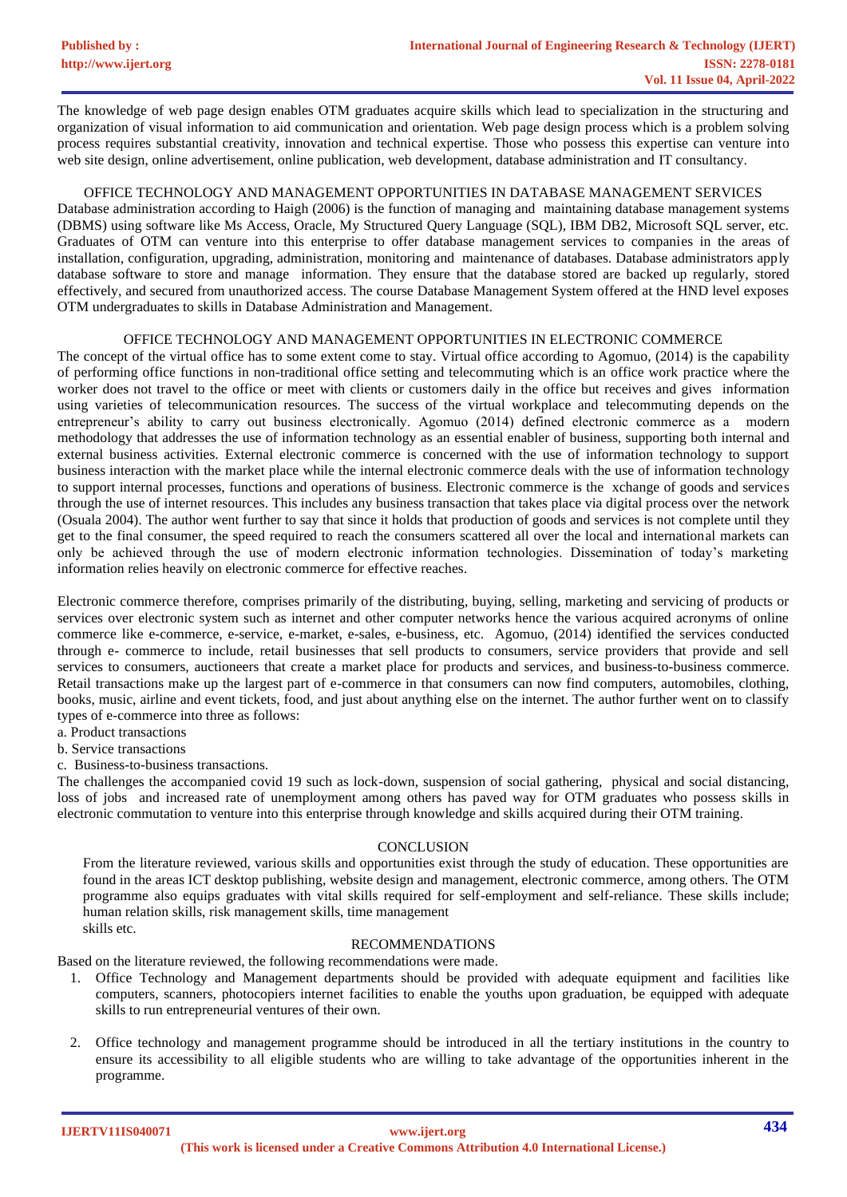The knowledge of web page design enables OTM graduates acquire skills which lead to specialization in the structuring and organization of visual information to aid communication and orientation. Web page design process which is a problem solving process requires substantial creativity, innovation and technical expertise. Those who possess this expertise can venture into web site design, online advertisement, online publication, web development, database administration and IT consultancy.

## OFFICE TECHNOLOGY AND MANAGEMENT OPPORTUNITIES IN DATABASE MANAGEMENT SERVICES

Database administration according to Haigh (2006) is the function of managing and maintaining database management systems (DBMS) using software like Ms Access, Oracle, My Structured Query Language (SQL), IBM DB2, Microsoft SQL server, etc. Graduates of OTM can venture into this enterprise to offer database management services to companies in the areas of installation, configuration, upgrading, administration, monitoring and maintenance of databases. Database administrators apply database software to store and manage information. They ensure that the database stored are backed up regularly, stored effectively, and secured from unauthorized access. The course Database Management System offered at the HND level exposes OTM undergraduates to skills in Database Administration and Management.

## OFFICE TECHNOLOGY AND MANAGEMENT OPPORTUNITIES IN ELECTRONIC COMMERCE

The concept of the virtual office has to some extent come to stay. Virtual office according to Agomuo, (2014) is the capability of performing office functions in non-traditional office setting and telecommuting which is an office work practice where the worker does not travel to the office or meet with clients or customers daily in the office but receives and gives information using varieties of telecommunication resources. The success of the virtual workplace and telecommuting depends on the entrepreneur's ability to carry out business electronically. Agomuo (2014) defined electronic commerce as a modern methodology that addresses the use of information technology as an essential enabler of business, supporting both internal and external business activities. External electronic commerce is concerned with the use of information technology to support business interaction with the market place while the internal electronic commerce deals with the use of information technology to support internal processes, functions and operations of business. Electronic commerce is the xchange of goods and services through the use of internet resources. This includes any business transaction that takes place via digital process over the network (Osuala 2004). The author went further to say that since it holds that production of goods and services is not complete until they get to the final consumer, the speed required to reach the consumers scattered all over the local and international markets can only be achieved through the use of modern electronic information technologies. Dissemination of today's marketing information relies heavily on electronic commerce for effective reaches.

Electronic commerce therefore, comprises primarily of the distributing, buying, selling, marketing and servicing of products or services over electronic system such as internet and other computer networks hence the various acquired acronyms of online commerce like e-commerce, e-service, e-market, e-sales, e-business, etc. Agomuo, (2014) identified the services conducted through e- commerce to include, retail businesses that sell products to consumers, service providers that provide and sell services to consumers, auctioneers that create a market place for products and services, and business-to-business commerce. Retail transactions make up the largest part of e-commerce in that consumers can now find computers, automobiles, clothing, books, music, airline and event tickets, food, and just about anything else on the internet. The author further went on to classify types of e-commerce into three as follows:

a. Product transactions
b. Service transactions
c. Business-to-business transactions.

The challenges the accompanied covid 19 such as lock-down, suspension of social gathering, physical and social distancing, loss of jobs and increased rate of unemployment among others has paved way for OTM graduates who possess skills in electronic commutation to venture into this enterprise through knowledge and skills acquired during their OTM training.

## CONCLUSION

From the literature reviewed, various skills and opportunities exist through the study of education. These opportunities are found in the areas ICT desktop publishing, website design and management, electronic commerce, among others. The OTM programme also equips graduates with vital skills required for self-employment and self-reliance. These skills include; human relation skills, risk management skills, time management skills etc.

## RECOMMENDATIONS

Based on the literature reviewed, the following recommendations were made.

1. Office Technology and Management departments should be provided with adequate equipment and facilities like computers, scanners, photocopiers internet facilities to enable the youths upon graduation, be equipped with adequate skills to run entrepreneurial ventures of their own.

2. Office technology and management programme should be introduced in all the tertiary institutions in the country to ensure its accessibility to all eligible students who are willing to take advantage of the opportunities inherent in the programme.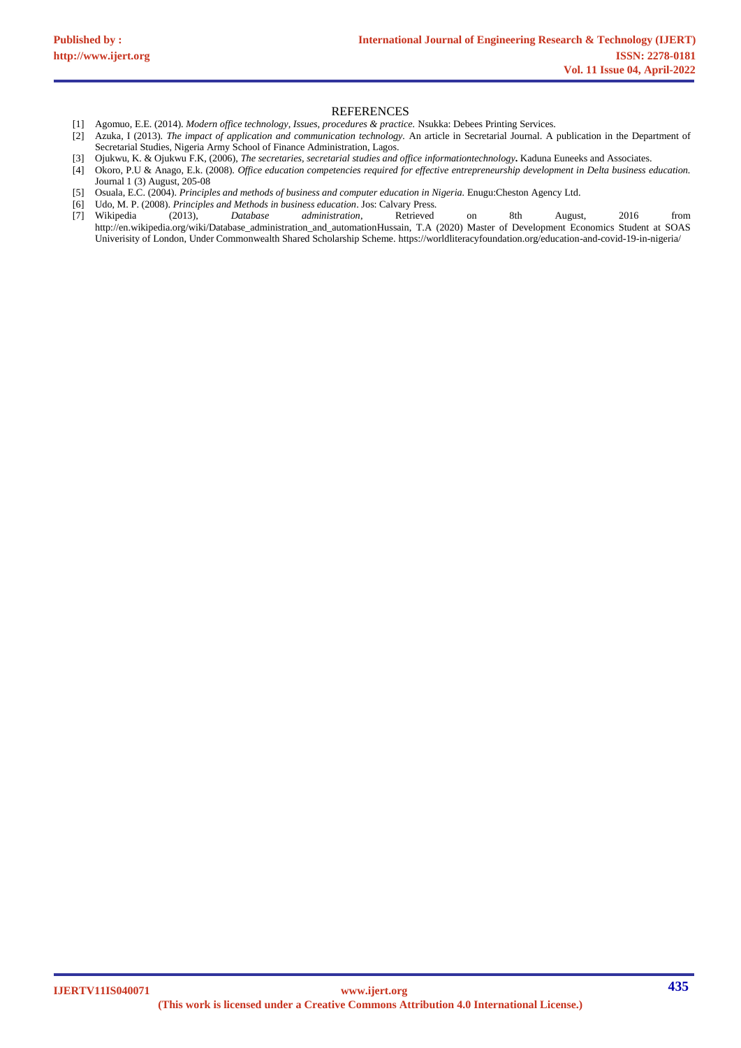## REFERENCES

[1] Agomuo, E.E. (2014). *Modern office technology, Issues, procedures & practice.* Nsukka: Debees Printing Services.

[2] Azuka, I (2013). *The impact of application and communication technology.* An article in Secretarial Journal. A publication in the Department of Secretarial Studies, Nigeria Army School of Finance Administration, Lagos.

[3] Ojukwu, K. & Ojukwu F.K, (2006), *The secretaries, secretarial studies and office informationtechnology***.** Kaduna Euneeks and Associates.

[4] Okoro, P.U & Anago, E.k. (2008). *Office education competencies required for effective entrepreneurship development in Delta business education.* Journal 1 (3) August, 205-08

[5] Osuala, E.C. (2004). *Principles and methods of business and computer education in Nigeria.* Enugu:Cheston Agency Ltd.

[6] Udo, M. P. (2008). *Principles and Methods in business education*. Jos: Calvary Press.

[7] Wikipedia (2013), *Database administration*, Retrieved on 8th August, 2016 from http://en.wikipedia.org/wiki/Database_administration_and_automationHussain, T.A (2020) Master of Development Economics Student at SOAS Univerisity of London, Under Commonwealth Shared Scholarship Scheme. https://worldliteracyfoundation.org/education-and-covid-19-in-nigeria/